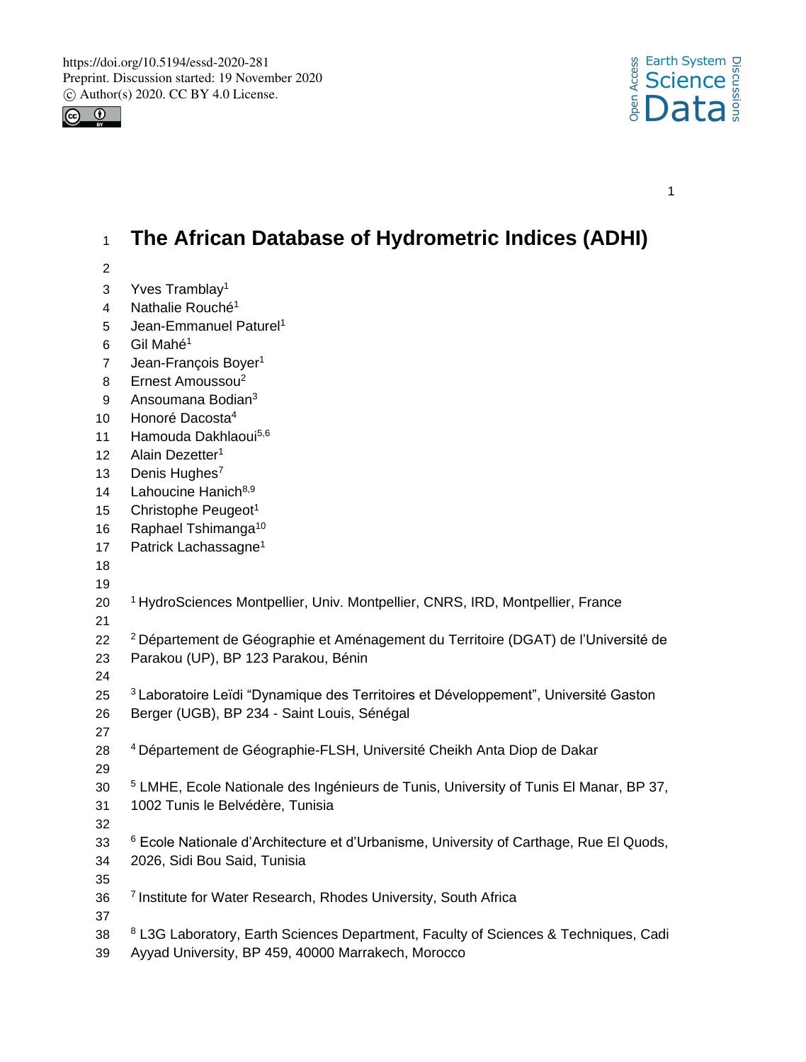# The African Database of Hydrometric Indices (ADHI)

Yves Tramblay[1]
Nathalie Rouché[1]
Jean-Emmanuel Paturel[1]
Gil Mahé[1]
Jean-François Boyer[1]
Ernest Amoussou[2]
Ansoumana Bodian[3]
Honoré Dacosta[4]
Hamouda Dakhlaoui[5,6]
Alain Dezetter[1]
Denis Hughes[7]
Lahoucine Hanich[8,9]
Christophe Peugeot[1]
Raphael Tshimanga[10]
Patrick Lachassagne[1]

[1] HydroSciences Montpellier, Univ. Montpellier, CNRS, IRD, Montpellier, France

[2] Département de Géographie et Aménagement du Territoire (DGAT) de l'Université de Parakou (UP), BP 123 Parakou, Bénin

[3] Laboratoire Leïdi "Dynamique des Territoires et Développement", Université Gaston Berger (UGB), BP 234 - Saint Louis, Sénégal

[4] Département de Géographie-FLSH, Université Cheikh Anta Diop de Dakar

[5] LMHE, Ecole Nationale des Ingénieurs de Tunis, University of Tunis El Manar, BP 37, 1002 Tunis le Belvédère, Tunisia

[6] Ecole Nationale d'Architecture et d'Urbanisme, University of Carthage, Rue El Quods, 2026, Sidi Bou Said, Tunisia

[7] Institute for Water Research, Rhodes University, South Africa

[8] L3G Laboratory, Earth Sciences Department, Faculty of Sciences & Techniques, Cadi Ayyad University, BP 459, 40000 Marrakech, Morocco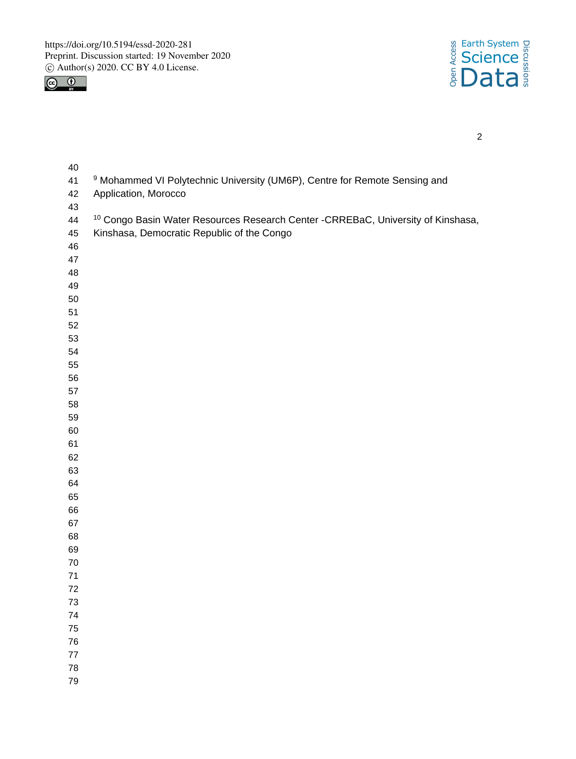[9] Mohammed VI Polytechnic University (UM6P), Centre for Remote Sensing and Application, Morocco

[10] Congo Basin Water Resources Research Center -CRREBaC, University of Kinshasa, Kinshasa, Democratic Republic of the Congo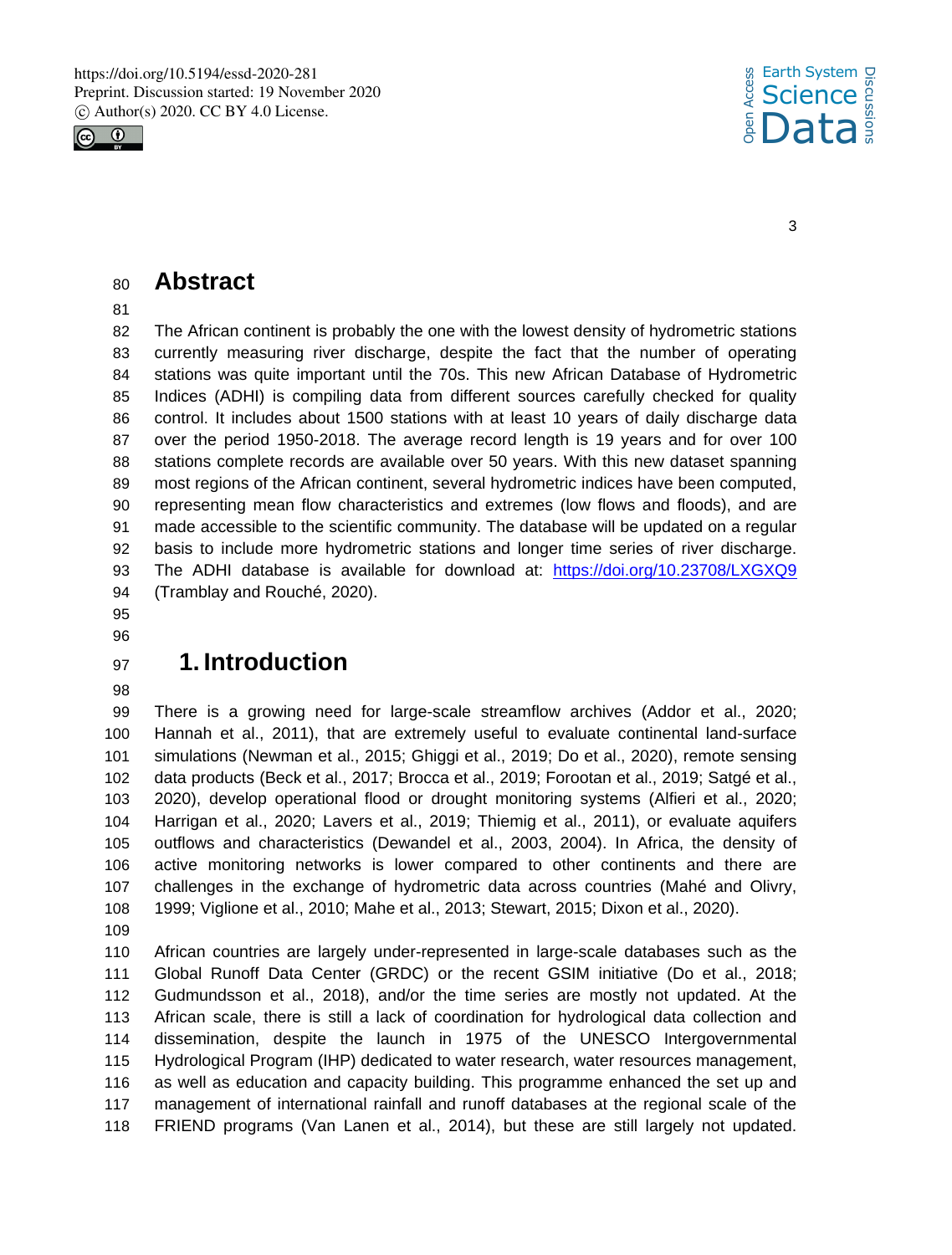# Abstract

The African continent is probably the one with the lowest density of hydrometric stations currently measuring river discharge, despite the fact that the number of operating stations was quite important until the 70s. This new African Database of Hydrometric Indices (ADHI) is compiling data from different sources carefully checked for quality control. It includes about 1500 stations with at least 10 years of daily discharge data over the period 1950-2018. The average record length is 19 years and for over 100 stations complete records are available over 50 years. With this new dataset spanning most regions of the African continent, several hydrometric indices have been computed, representing mean flow characteristics and extremes (low flows and floods), and are made accessible to the scientific community. The database will be updated on a regular basis to include more hydrometric stations and longer time series of river discharge. The ADHI database is available for download at: https://doi.org/10.23708/LXGXQ9 (Tramblay and Rouché, 2020).

# 1. Introduction

There is a growing need for large-scale streamflow archives (Addor et al., 2020; Hannah et al., 2011), that are extremely useful to evaluate continental land-surface simulations (Newman et al., 2015; Ghiggi et al., 2019; Do et al., 2020), remote sensing data products (Beck et al., 2017; Brocca et al., 2019; Forootan et al., 2019; Satgé et al., 2020), develop operational flood or drought monitoring systems (Alfieri et al., 2020; Harrigan et al., 2020; Lavers et al., 2019; Thiemig et al., 2011), or evaluate aquifers outflows and characteristics (Dewandel et al., 2003, 2004). In Africa, the density of active monitoring networks is lower compared to other continents and there are challenges in the exchange of hydrometric data across countries (Mahé and Olivry, 1999; Viglione et al., 2010; Mahe et al., 2013; Stewart, 2015; Dixon et al., 2020).

African countries are largely under-represented in large-scale databases such as the Global Runoff Data Center (GRDC) or the recent GSIM initiative (Do et al., 2018; Gudmundsson et al., 2018), and/or the time series are mostly not updated. At the African scale, there is still a lack of coordination for hydrological data collection and dissemination, despite the launch in 1975 of the UNESCO Intergovernmental Hydrological Program (IHP) dedicated to water research, water resources management, as well as education and capacity building. This programme enhanced the set up and management of international rainfall and runoff databases at the regional scale of the FRIEND programs (Van Lanen et al., 2014), but these are still largely not updated.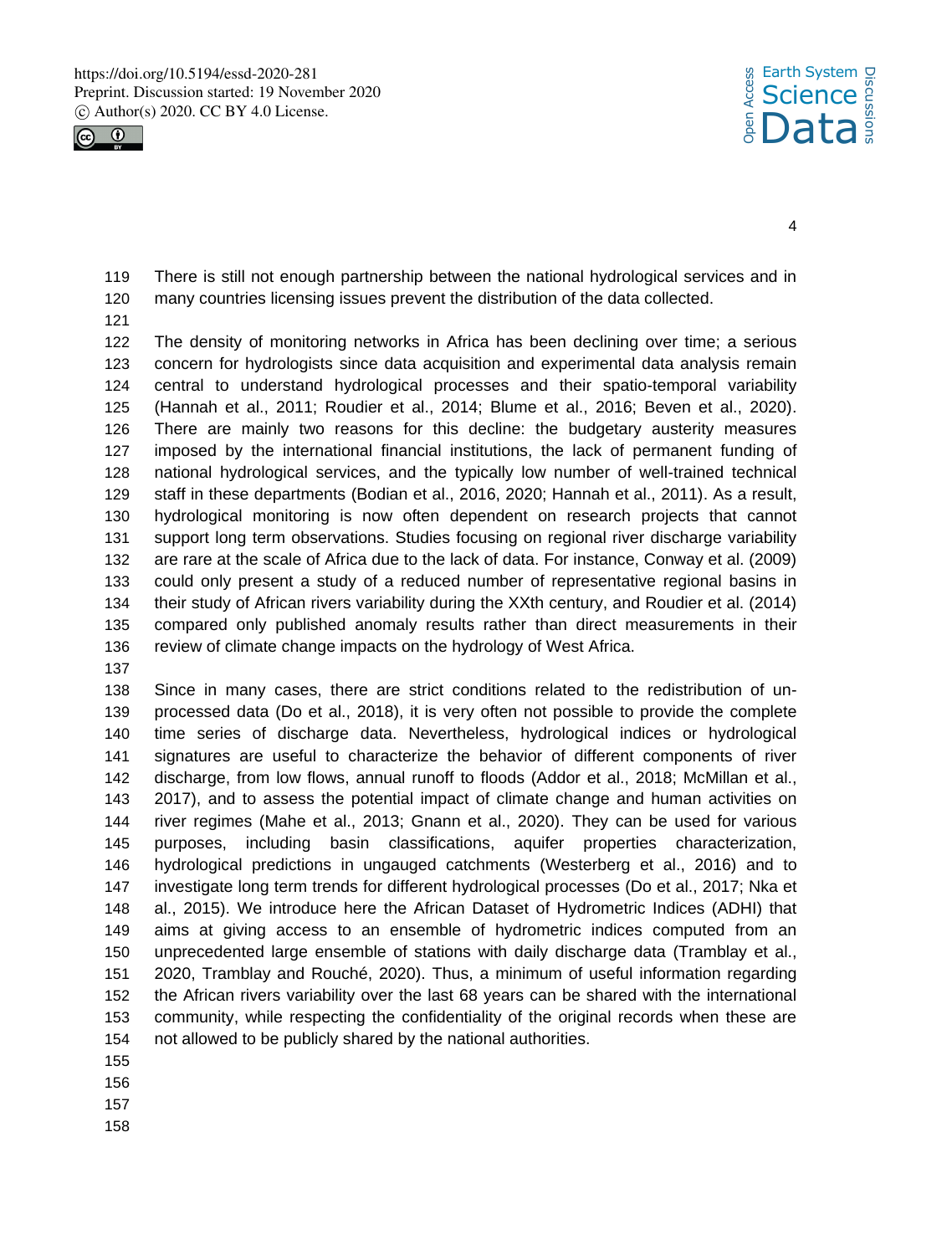There is still not enough partnership between the national hydrological services and in many countries licensing issues prevent the distribution of the data collected.

The density of monitoring networks in Africa has been declining over time; a serious concern for hydrologists since data acquisition and experimental data analysis remain central to understand hydrological processes and their spatio-temporal variability (Hannah et al., 2011; Roudier et al., 2014; Blume et al., 2016; Beven et al., 2020). There are mainly two reasons for this decline: the budgetary austerity measures imposed by the international financial institutions, the lack of permanent funding of national hydrological services, and the typically low number of well-trained technical staff in these departments (Bodian et al., 2016, 2020; Hannah et al., 2011). As a result, hydrological monitoring is now often dependent on research projects that cannot support long term observations. Studies focusing on regional river discharge variability are rare at the scale of Africa due to the lack of data. For instance, Conway et al. (2009) could only present a study of a reduced number of representative regional basins in their study of African rivers variability during the XXth century, and Roudier et al. (2014) compared only published anomaly results rather than direct measurements in their review of climate change impacts on the hydrology of West Africa.

Since in many cases, there are strict conditions related to the redistribution of un-processed data (Do et al., 2018), it is very often not possible to provide the complete time series of discharge data. Nevertheless, hydrological indices or hydrological signatures are useful to characterize the behavior of different components of river discharge, from low flows, annual runoff to floods (Addor et al., 2018; McMillan et al., 2017), and to assess the potential impact of climate change and human activities on river regimes (Mahe et al., 2013; Gnann et al., 2020). They can be used for various purposes, including basin classifications, aquifer properties characterization, hydrological predictions in ungauged catchments (Westerberg et al., 2016) and to investigate long term trends for different hydrological processes (Do et al., 2017; Nka et al., 2015). We introduce here the African Dataset of Hydrometric Indices (ADHI) that aims at giving access to an ensemble of hydrometric indices computed from an unprecedented large ensemble of stations with daily discharge data (Tramblay et al., 2020, Tramblay and Rouché, 2020). Thus, a minimum of useful information regarding the African rivers variability over the last 68 years can be shared with the international community, while respecting the confidentiality of the original records when these are not allowed to be publicly shared by the national authorities.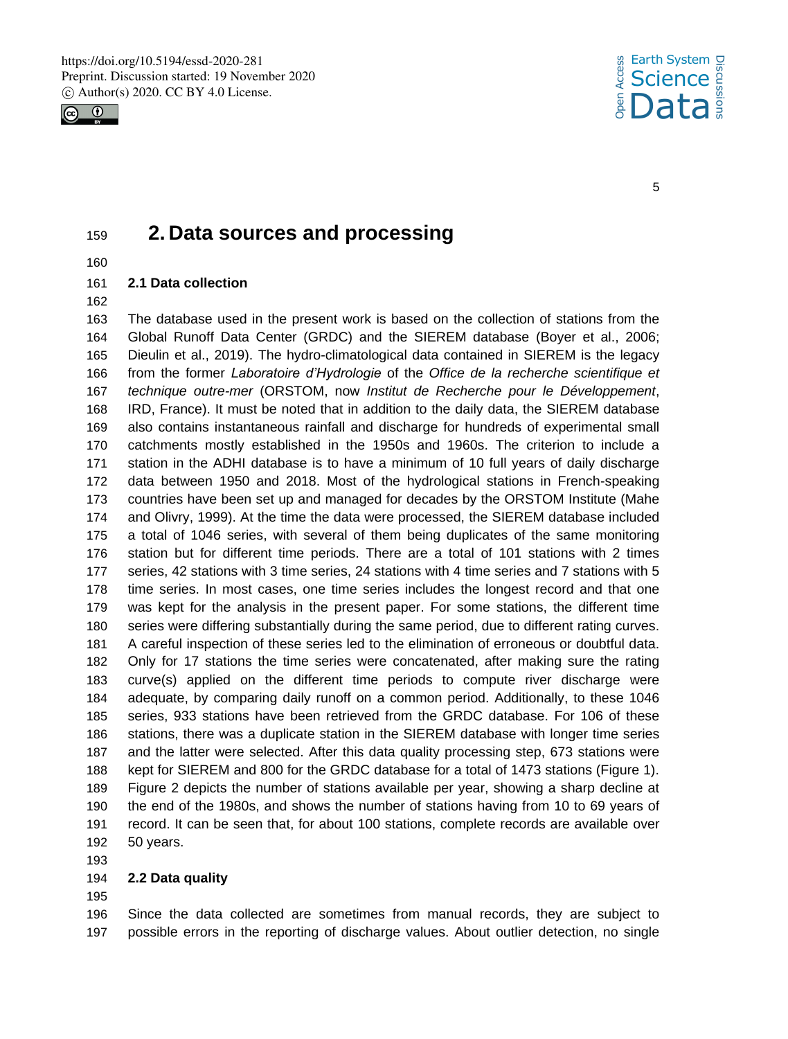## 2. Data sources and processing

### 2.1 Data collection

The database used in the present work is based on the collection of stations from the Global Runoff Data Center (GRDC) and the SIEREM database (Boyer et al., 2006; Dieulin et al., 2019). The hydro-climatological data contained in SIEREM is the legacy from the former *Laboratoire d'Hydrologie* of the *Office de la recherche scientifique et technique outre-mer* (ORSTOM, now *Institut de Recherche pour le Développement*, IRD, France). It must be noted that in addition to the daily data, the SIEREM database also contains instantaneous rainfall and discharge for hundreds of experimental small catchments mostly established in the 1950s and 1960s. The criterion to include a station in the ADHI database is to have a minimum of 10 full years of daily discharge data between 1950 and 2018. Most of the hydrological stations in French-speaking countries have been set up and managed for decades by the ORSTOM Institute (Mahe and Olivry, 1999). At the time the data were processed, the SIEREM database included a total of 1046 series, with several of them being duplicates of the same monitoring station but for different time periods. There are a total of 101 stations with 2 times series, 42 stations with 3 time series, 24 stations with 4 time series and 7 stations with 5 time series. In most cases, one time series includes the longest record and that one was kept for the analysis in the present paper. For some stations, the different time series were differing substantially during the same period, due to different rating curves. A careful inspection of these series led to the elimination of erroneous or doubtful data. Only for 17 stations the time series were concatenated, after making sure the rating curve(s) applied on the different time periods to compute river discharge were adequate, by comparing daily runoff on a common period. Additionally, to these 1046 series, 933 stations have been retrieved from the GRDC database. For 106 of these stations, there was a duplicate station in the SIEREM database with longer time series and the latter were selected. After this data quality processing step, 673 stations were kept for SIEREM and 800 for the GRDC database for a total of 1473 stations (Figure 1). Figure 2 depicts the number of stations available per year, showing a sharp decline at the end of the 1980s, and shows the number of stations having from 10 to 69 years of record. It can be seen that, for about 100 stations, complete records are available over 50 years.

### 2.2 Data quality

Since the data collected are sometimes from manual records, they are subject to possible errors in the reporting of discharge values. About outlier detection, no single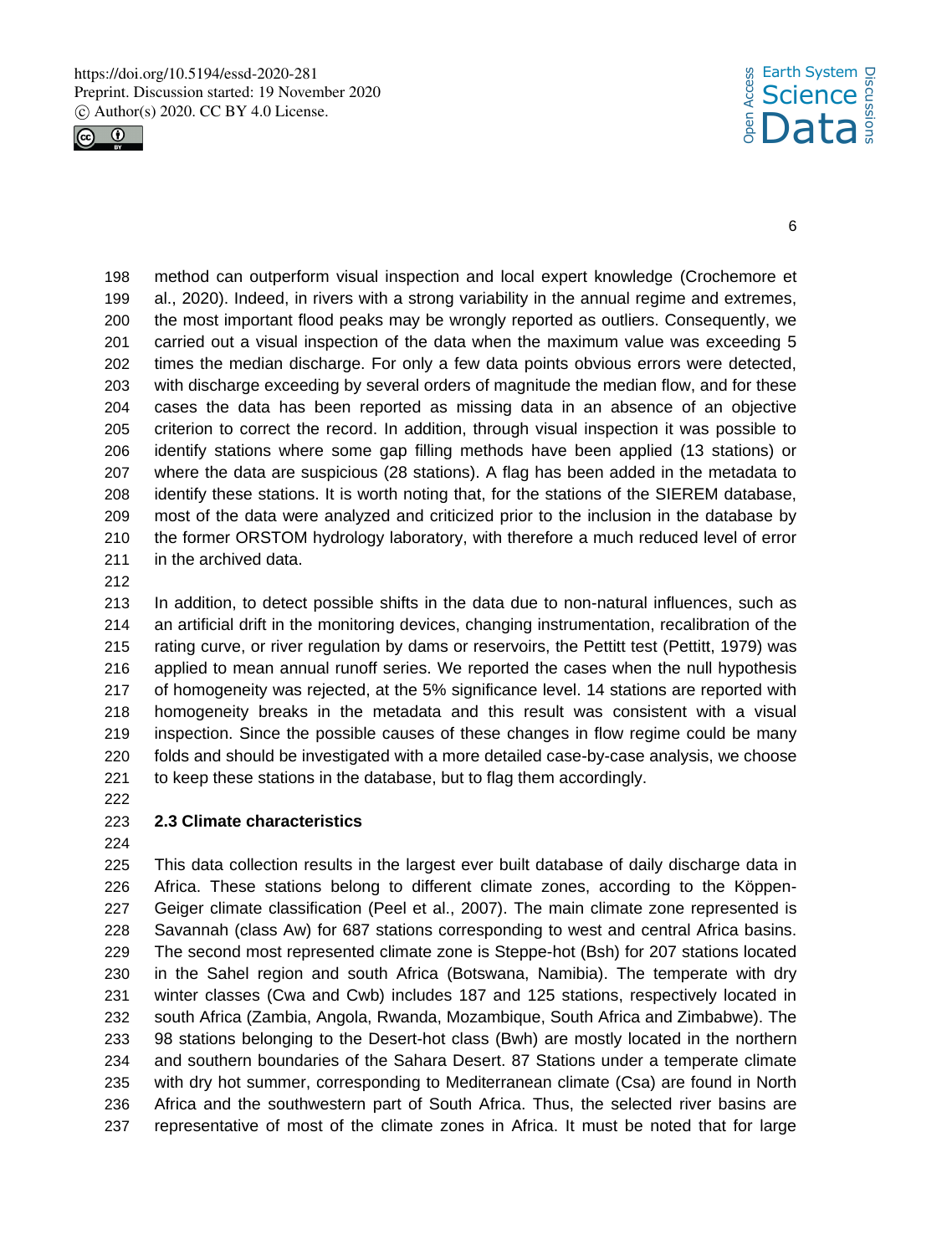method can outperform visual inspection and local expert knowledge (Crochemore et al., 2020). Indeed, in rivers with a strong variability in the annual regime and extremes, the most important flood peaks may be wrongly reported as outliers. Consequently, we carried out a visual inspection of the data when the maximum value was exceeding 5 times the median discharge. For only a few data points obvious errors were detected, with discharge exceeding by several orders of magnitude the median flow, and for these cases the data has been reported as missing data in an absence of an objective criterion to correct the record. In addition, through visual inspection it was possible to identify stations where some gap filling methods have been applied (13 stations) or where the data are suspicious (28 stations). A flag has been added in the metadata to identify these stations. It is worth noting that, for the stations of the SIEREM database, most of the data were analyzed and criticized prior to the inclusion in the database by the former ORSTOM hydrology laboratory, with therefore a much reduced level of error in the archived data.

In addition, to detect possible shifts in the data due to non-natural influences, such as an artificial drift in the monitoring devices, changing instrumentation, recalibration of the rating curve, or river regulation by dams or reservoirs, the Pettitt test (Pettitt, 1979) was applied to mean annual runoff series. We reported the cases when the null hypothesis of homogeneity was rejected, at the 5% significance level. 14 stations are reported with homogeneity breaks in the metadata and this result was consistent with a visual inspection. Since the possible causes of these changes in flow regime could be many folds and should be investigated with a more detailed case-by-case analysis, we choose to keep these stations in the database, but to flag them accordingly.

## 2.3 Climate characteristics

This data collection results in the largest ever built database of daily discharge data in Africa. These stations belong to different climate zones, according to the Köppen-Geiger climate classification (Peel et al., 2007). The main climate zone represented is Savannah (class Aw) for 687 stations corresponding to west and central Africa basins. The second most represented climate zone is Steppe-hot (Bsh) for 207 stations located in the Sahel region and south Africa (Botswana, Namibia). The temperate with dry winter classes (Cwa and Cwb) includes 187 and 125 stations, respectively located in south Africa (Zambia, Angola, Rwanda, Mozambique, South Africa and Zimbabwe). The 98 stations belonging to the Desert-hot class (Bwh) are mostly located in the northern and southern boundaries of the Sahara Desert. 87 Stations under a temperate climate with dry hot summer, corresponding to Mediterranean climate (Csa) are found in North Africa and the southwestern part of South Africa. Thus, the selected river basins are representative of most of the climate zones in Africa. It must be noted that for large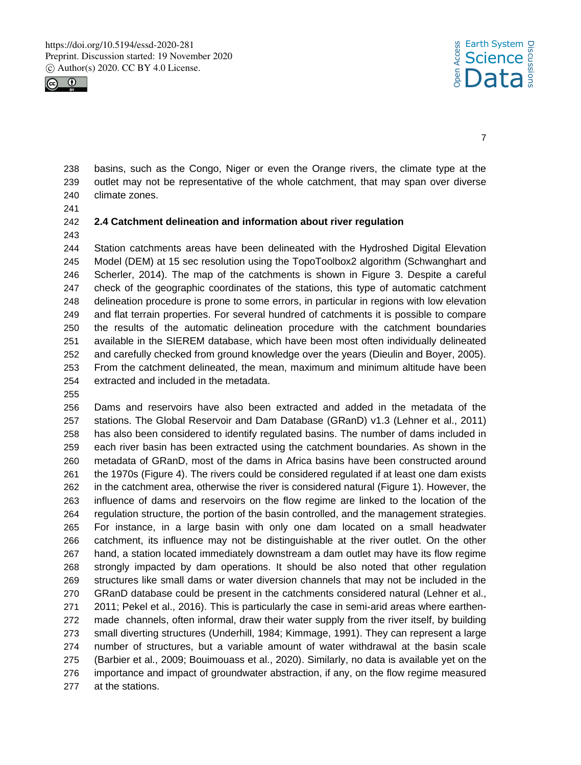basins, such as the Congo, Niger or even the Orange rivers, the climate type at the outlet may not be representative of the whole catchment, that may span over diverse climate zones.

### 2.4 Catchment delineation and information about river regulation

Station catchments areas have been delineated with the Hydroshed Digital Elevation Model (DEM) at 15 sec resolution using the TopoToolbox2 algorithm (Schwanghart and Scherler, 2014). The map of the catchments is shown in Figure 3. Despite a careful check of the geographic coordinates of the stations, this type of automatic catchment delineation procedure is prone to some errors, in particular in regions with low elevation and flat terrain properties. For several hundred of catchments it is possible to compare the results of the automatic delineation procedure with the catchment boundaries available in the SIEREM database, which have been most often individually delineated and carefully checked from ground knowledge over the years (Dieulin and Boyer, 2005). From the catchment delineated, the mean, maximum and minimum altitude have been extracted and included in the metadata.

Dams and reservoirs have also been extracted and added in the metadata of the stations. The Global Reservoir and Dam Database (GRanD) v1.3 (Lehner et al., 2011) has also been considered to identify regulated basins. The number of dams included in each river basin has been extracted using the catchment boundaries. As shown in the metadata of GRanD, most of the dams in Africa basins have been constructed around the 1970s (Figure 4). The rivers could be considered regulated if at least one dam exists in the catchment area, otherwise the river is considered natural (Figure 1). However, the influence of dams and reservoirs on the flow regime are linked to the location of the regulation structure, the portion of the basin controlled, and the management strategies. For instance, in a large basin with only one dam located on a small headwater catchment, its influence may not be distinguishable at the river outlet. On the other hand, a station located immediately downstream a dam outlet may have its flow regime strongly impacted by dam operations. It should be also noted that other regulation structures like small dams or water diversion channels that may not be included in the GRanD database could be present in the catchments considered natural (Lehner et al., 2011; Pekel et al., 2016). This is particularly the case in semi-arid areas where earthen-made channels, often informal, draw their water supply from the river itself, by building small diverting structures (Underhill, 1984; Kimmage, 1991). They can represent a large number of structures, but a variable amount of water withdrawal at the basin scale (Barbier et al., 2009; Bouimouass et al., 2020). Similarly, no data is available yet on the importance and impact of groundwater abstraction, if any, on the flow regime measured at the stations.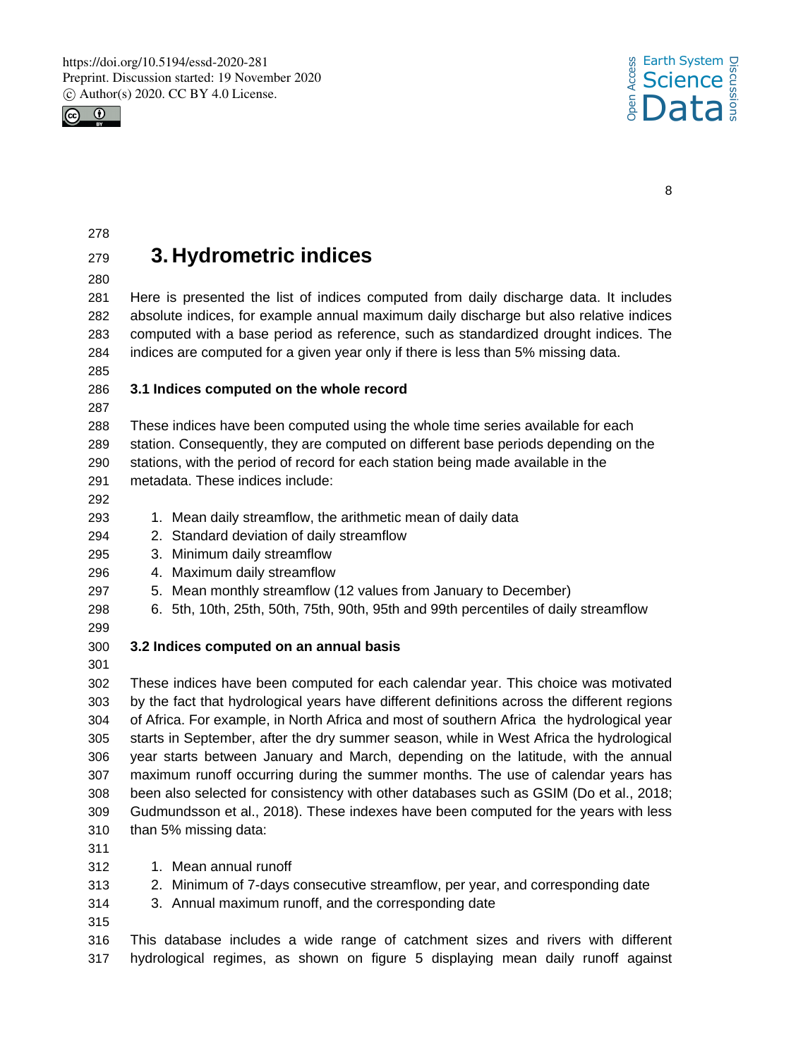# 3. Hydrometric indices

Here is presented the list of indices computed from daily discharge data. It includes absolute indices, for example annual maximum daily discharge but also relative indices computed with a base period as reference, such as standardized drought indices. The indices are computed for a given year only if there is less than 5% missing data.

### 3.1 Indices computed on the whole record

These indices have been computed using the whole time series available for each station. Consequently, they are computed on different base periods depending on the stations, with the period of record for each station being made available in the metadata. These indices include:

1. Mean daily streamflow, the arithmetic mean of daily data
2. Standard deviation of daily streamflow
3. Minimum daily streamflow
4. Maximum daily streamflow
5. Mean monthly streamflow (12 values from January to December)
6. 5th, 10th, 25th, 50th, 75th, 90th, 95th and 99th percentiles of daily streamflow

### 3.2 Indices computed on an annual basis

These indices have been computed for each calendar year. This choice was motivated by the fact that hydrological years have different definitions across the different regions of Africa. For example, in North Africa and most of southern Africa the hydrological year starts in September, after the dry summer season, while in West Africa the hydrological year starts between January and March, depending on the latitude, with the annual maximum runoff occurring during the summer months. The use of calendar years has been also selected for consistency with other databases such as GSIM (Do et al., 2018; Gudmundsson et al., 2018). These indexes have been computed for the years with less than 5% missing data:

1. Mean annual runoff
2. Minimum of 7-days consecutive streamflow, per year, and corresponding date
3. Annual maximum runoff, and the corresponding date

This database includes a wide range of catchment sizes and rivers with different hydrological regimes, as shown on figure 5 displaying mean daily runoff against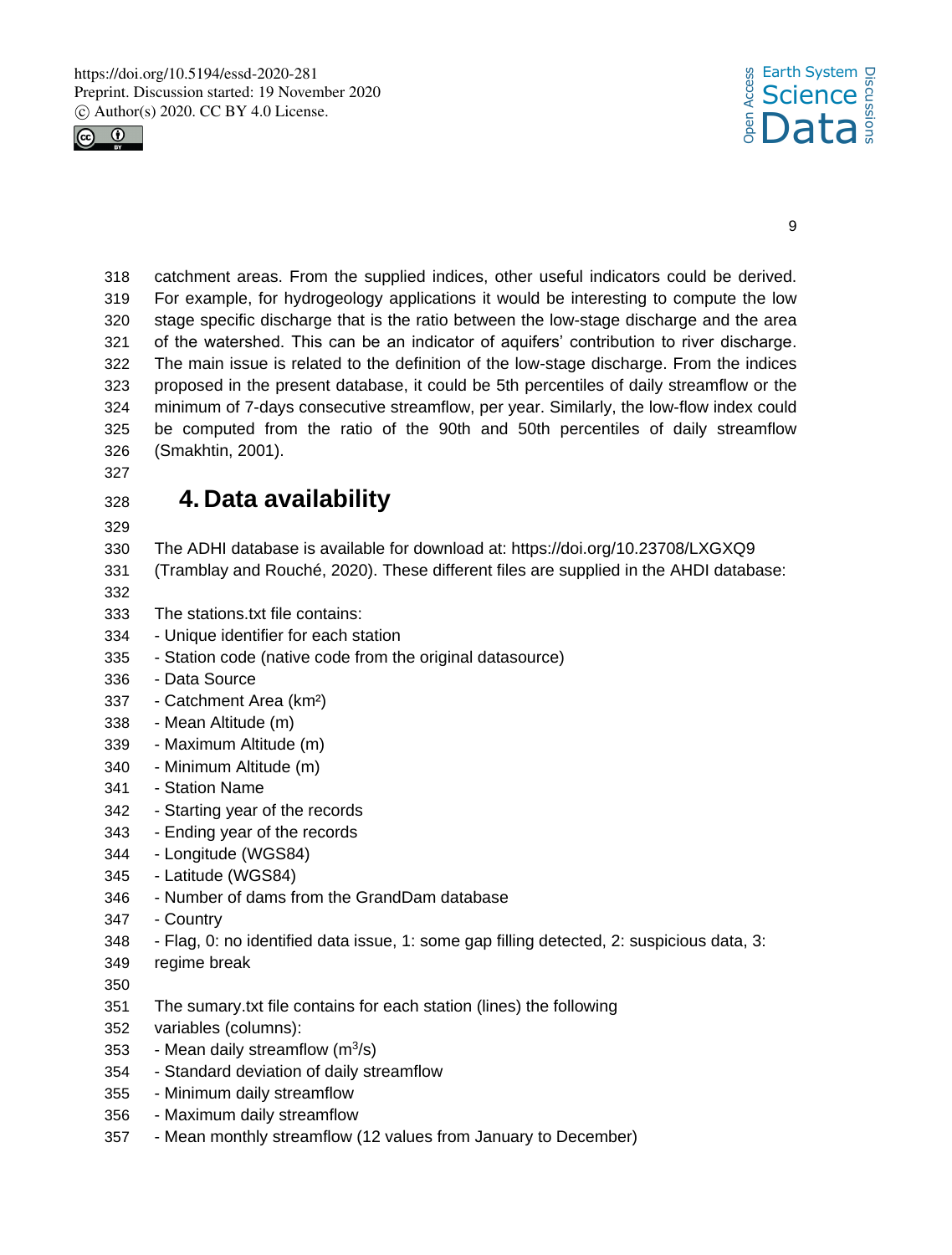catchment areas. From the supplied indices, other useful indicators could be derived. For example, for hydrogeology applications it would be interesting to compute the low stage specific discharge that is the ratio between the low-stage discharge and the area of the watershed. This can be an indicator of aquifers' contribution to river discharge. The main issue is related to the definition of the low-stage discharge. From the indices proposed in the present database, it could be 5th percentiles of daily streamflow or the minimum of 7-days consecutive streamflow, per year. Similarly, the low-flow index could be computed from the ratio of the 90th and 50th percentiles of daily streamflow (Smakhtin, 2001).

# 4. Data availability

The ADHI database is available for download at: https://doi.org/10.23708/LXGXQ9 (Tramblay and Rouché, 2020). These different files are supplied in the AHDI database:

The stations.txt file contains:

- Unique identifier for each station
- Station code (native code from the original datasource)
- Data Source
- Catchment Area (km²)
- Mean Altitude (m)
- Maximum Altitude (m)
- Minimum Altitude (m)
- Station Name
- Starting year of the records
- Ending year of the records
- Longitude (WGS84)
- Latitude (WGS84)
- Number of dams from the GrandDam database
- Country
- Flag, 0: no identified data issue, 1: some gap filling detected, 2: suspicious data, 3: regime break

The sumary.txt file contains for each station (lines) the following variables (columns):

- Mean daily streamflow ($m^3/s$)
- Standard deviation of daily streamflow
- Minimum daily streamflow
- Maximum daily streamflow
- Mean monthly streamflow (12 values from January to December)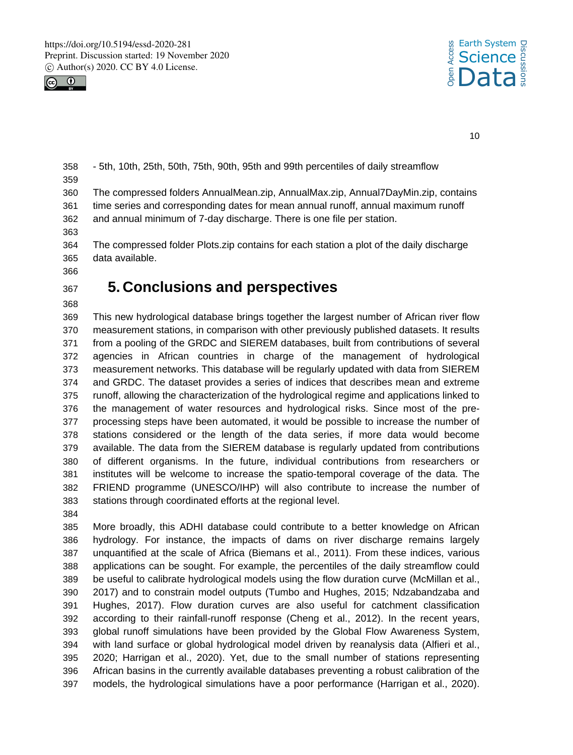- 5th, 10th, 25th, 50th, 75th, 90th, 95th and 99th percentiles of daily streamflow

The compressed folders AnnualMean.zip, AnnualMax.zip, Annual7DayMin.zip, contains time series and corresponding dates for mean annual runoff, annual maximum runoff and annual minimum of 7-day discharge. There is one file per station.

The compressed folder Plots.zip contains for each station a plot of the daily discharge data available.

# 5. Conclusions and perspectives

This new hydrological database brings together the largest number of African river flow measurement stations, in comparison with other previously published datasets. It results from a pooling of the GRDC and SIEREM databases, built from contributions of several agencies in African countries in charge of the management of hydrological measurement networks. This database will be regularly updated with data from SIEREM and GRDC. The dataset provides a series of indices that describes mean and extreme runoff, allowing the characterization of the hydrological regime and applications linked to the management of water resources and hydrological risks. Since most of the pre-processing steps have been automated, it would be possible to increase the number of stations considered or the length of the data series, if more data would become available. The data from the SIEREM database is regularly updated from contributions of different organisms. In the future, individual contributions from researchers or institutes will be welcome to increase the spatio-temporal coverage of the data. The FRIEND programme (UNESCO/IHP) will also contribute to increase the number of stations through coordinated efforts at the regional level.

More broadly, this ADHI database could contribute to a better knowledge on African hydrology. For instance, the impacts of dams on river discharge remains largely unquantified at the scale of Africa (Biemans et al., 2011). From these indices, various applications can be sought. For example, the percentiles of the daily streamflow could be useful to calibrate hydrological models using the flow duration curve (McMillan et al., 2017) and to constrain model outputs (Tumbo and Hughes, 2015; Ndzabandzaba and Hughes, 2017). Flow duration curves are also useful for catchment classification according to their rainfall-runoff response (Cheng et al., 2012). In the recent years, global runoff simulations have been provided by the Global Flow Awareness System, with land surface or global hydrological model driven by reanalysis data (Alfieri et al., 2020; Harrigan et al., 2020). Yet, due to the small number of stations representing African basins in the currently available databases preventing a robust calibration of the models, the hydrological simulations have a poor performance (Harrigan et al., 2020).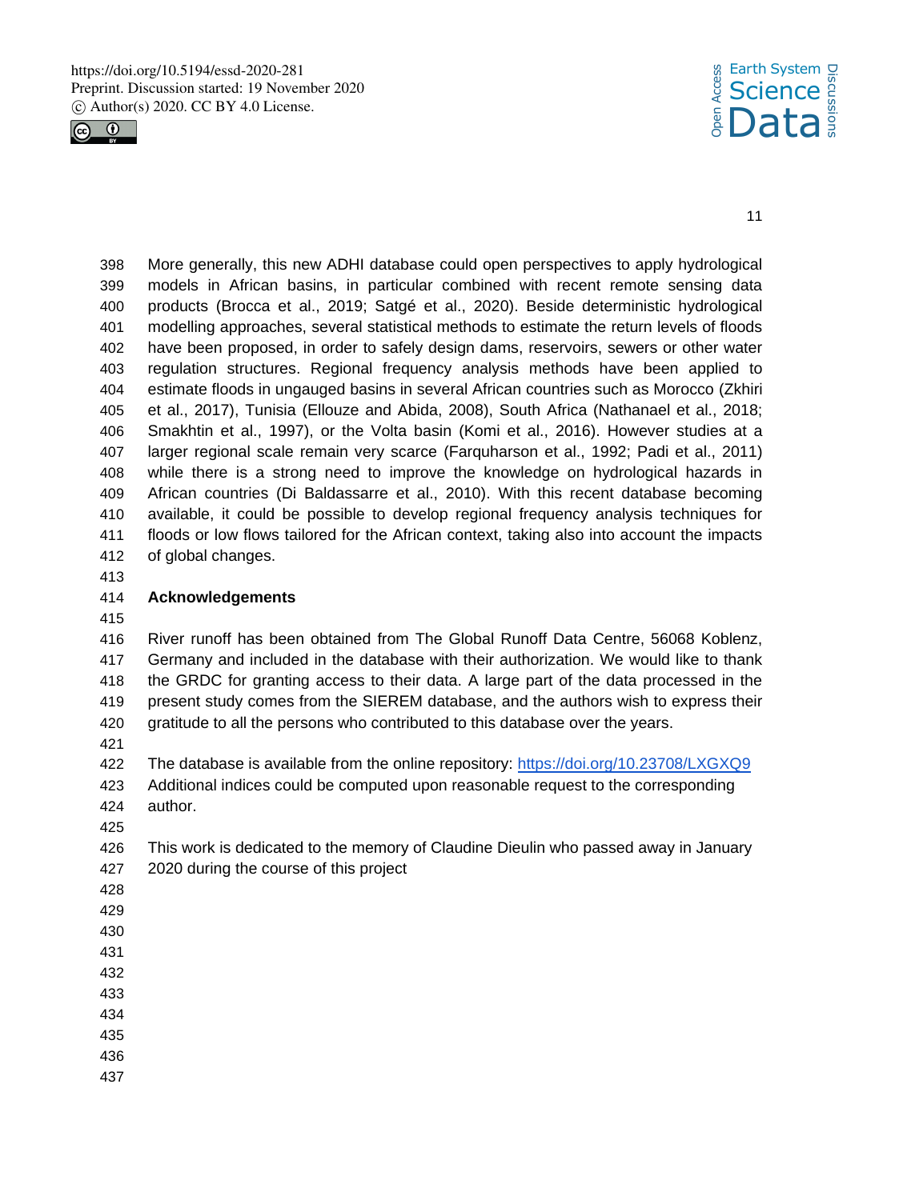More generally, this new ADHI database could open perspectives to apply hydrological models in African basins, in particular combined with recent remote sensing data products (Brocca et al., 2019; Satgé et al., 2020). Beside deterministic hydrological modelling approaches, several statistical methods to estimate the return levels of floods have been proposed, in order to safely design dams, reservoirs, sewers or other water regulation structures. Regional frequency analysis methods have been applied to estimate floods in ungauged basins in several African countries such as Morocco (Zkhiri et al., 2017), Tunisia (Ellouze and Abida, 2008), South Africa (Nathanael et al., 2018; Smakhtin et al., 1997), or the Volta basin (Komi et al., 2016). However studies at a larger regional scale remain very scarce (Farquharson et al., 1992; Padi et al., 2011) while there is a strong need to improve the knowledge on hydrological hazards in African countries (Di Baldassarre et al., 2010). With this recent database becoming available, it could be possible to develop regional frequency analysis techniques for floods or low flows tailored for the African context, taking also into account the impacts of global changes.

## Acknowledgements

River runoff has been obtained from The Global Runoff Data Centre, 56068 Koblenz, Germany and included in the database with their authorization. We would like to thank the GRDC for granting access to their data. A large part of the data processed in the present study comes from the SIEREM database, and the authors wish to express their gratitude to all the persons who contributed to this database over the years.

The database is available from the online repository: https://doi.org/10.23708/LXGXQ9
Additional indices could be computed upon reasonable request to the corresponding author.

This work is dedicated to the memory of Claudine Dieulin who passed away in January 2020 during the course of this project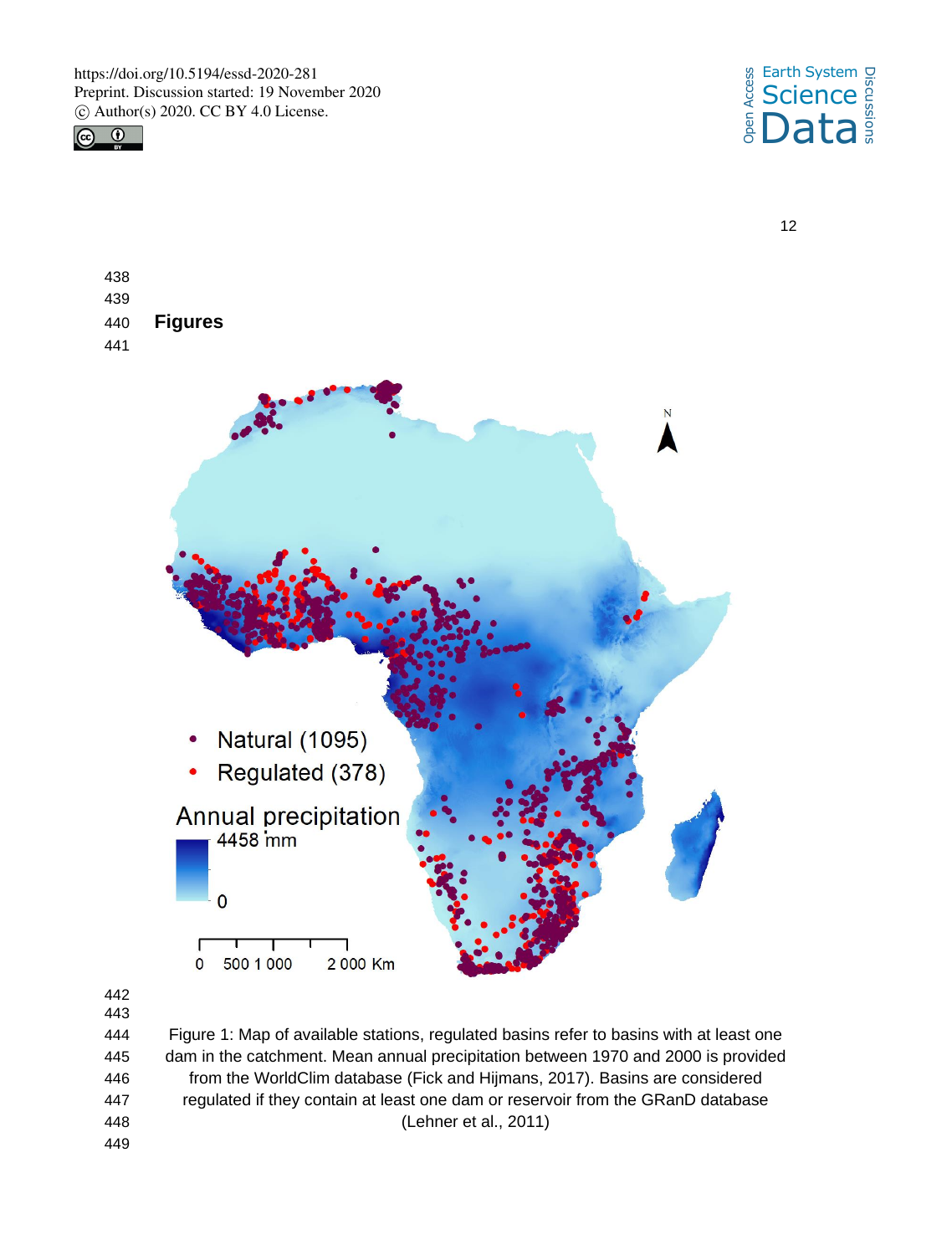## Figures

Figure 1: Map of available stations, regulated basins refer to basins with at least one dam in the catchment. Mean annual precipitation between 1970 and 2000 is provided from the WorldClim database (Fick and Hijmans, 2017). Basins are considered regulated if they contain at least one dam or reservoir from the GRanD database (Lehner et al., 2011)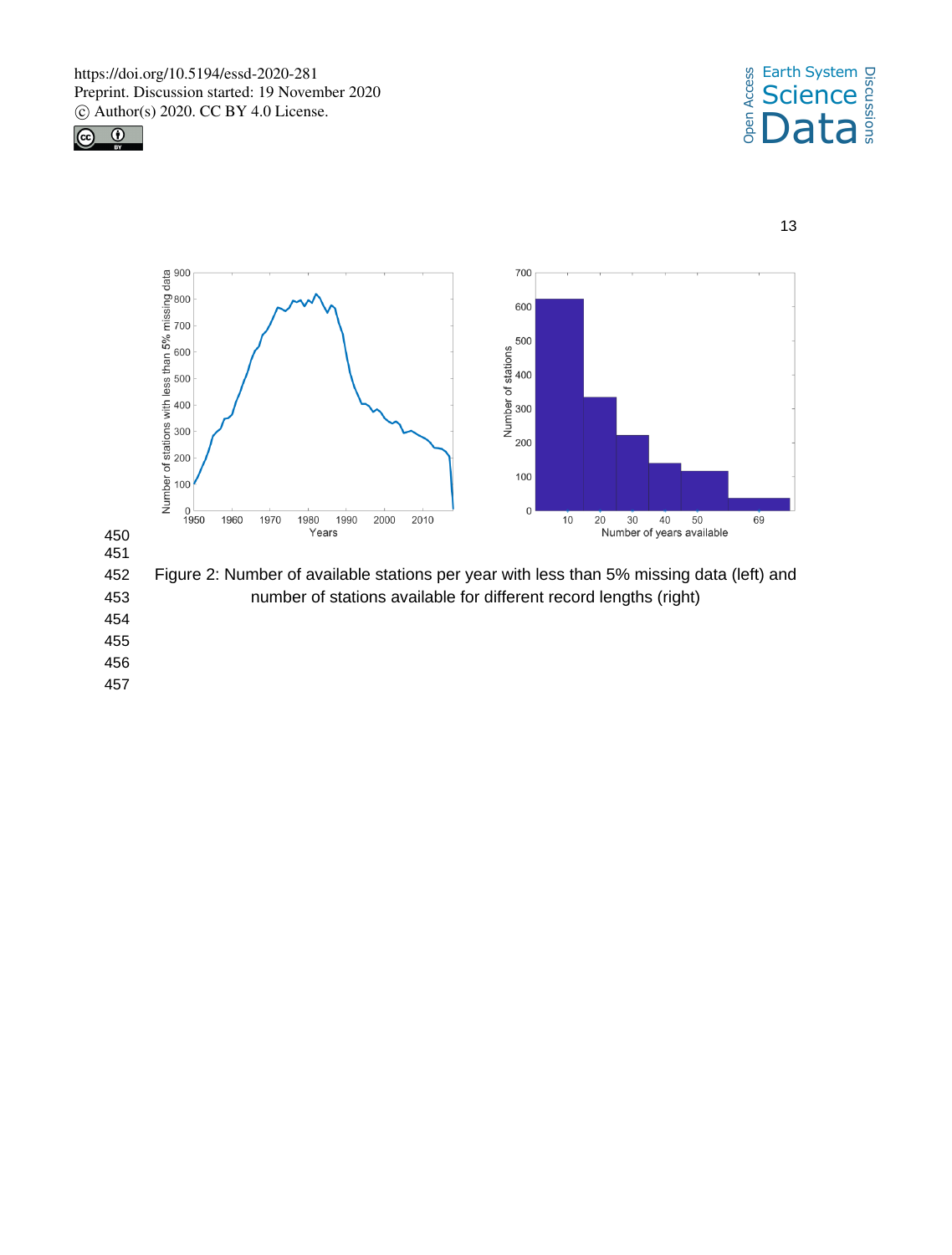Figure 2: Number of available stations per year with less than 5% missing data (left) and number of stations available for different record lengths (right)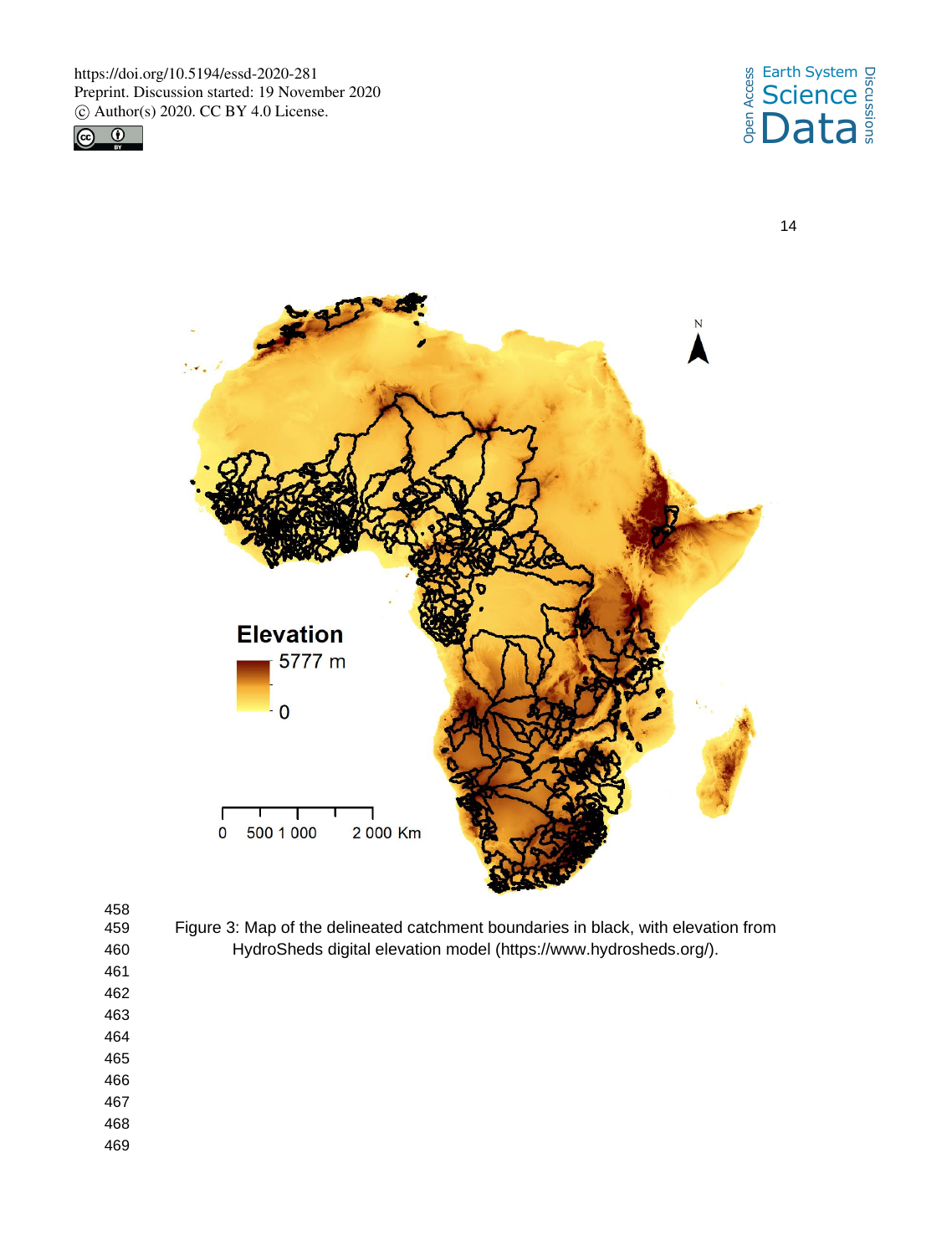Figure 3: Map of the delineated catchment boundaries in black, with elevation from HydroSheds digital elevation model (https://www.hydrosheds.org/).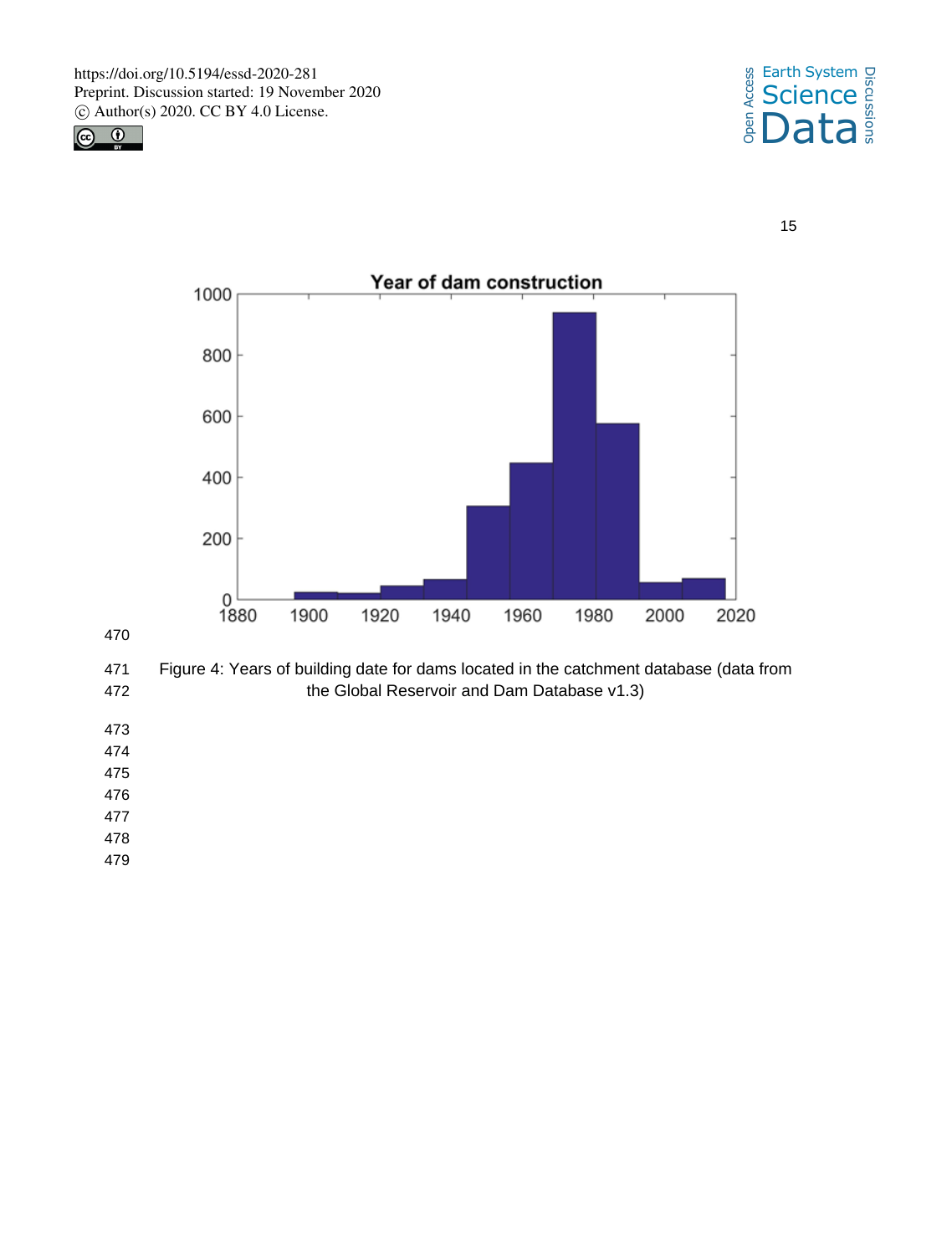Figure 4: Years of building date for dams located in the catchment database (data from the Global Reservoir and Dam Database v1.3)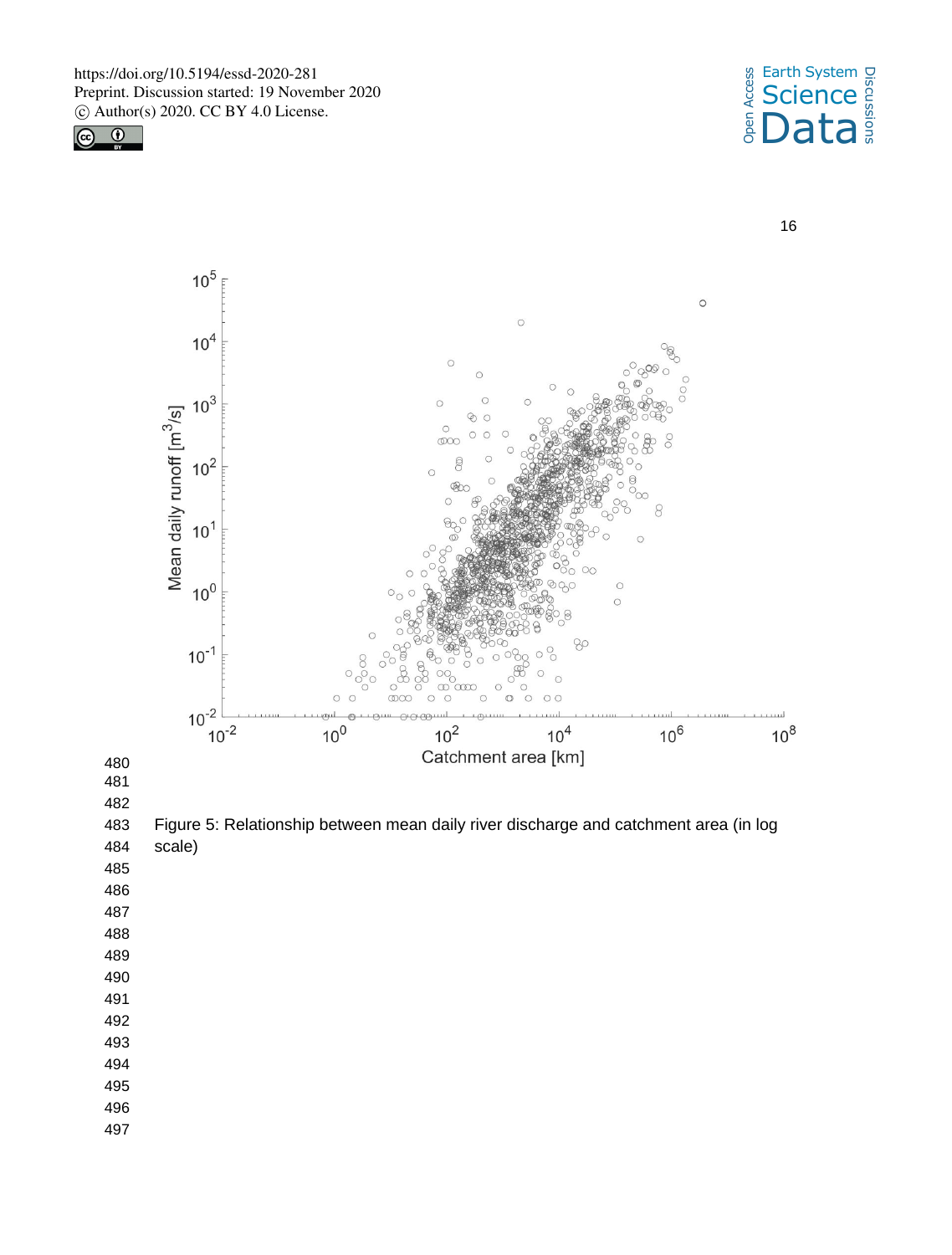Figure 5: Relationship between mean daily river discharge and catchment area (in log scale)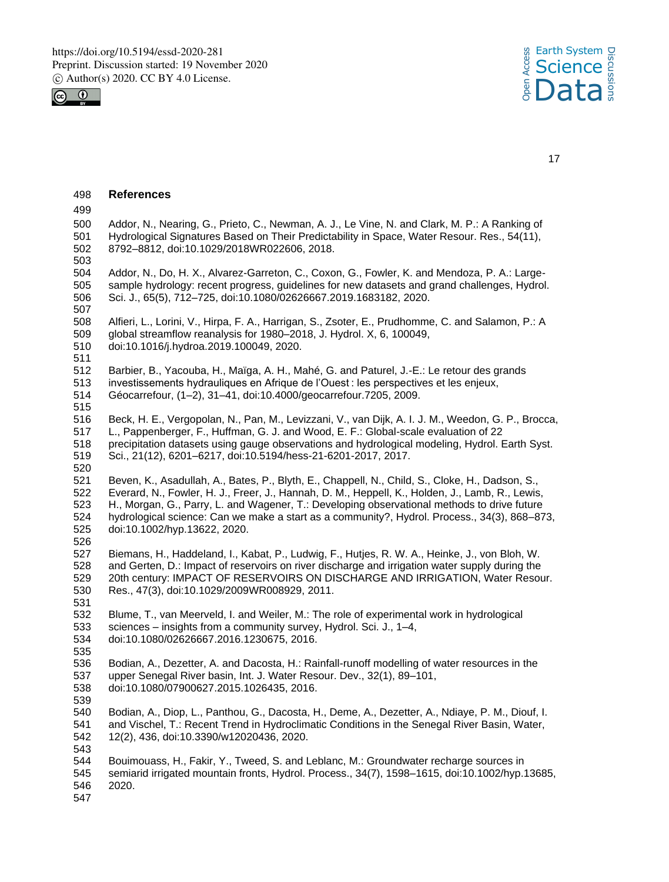## References

Addor, N., Nearing, G., Prieto, C., Newman, A. J., Le Vine, N. and Clark, M. P.: A Ranking of Hydrological Signatures Based on Their Predictability in Space, Water Resour. Res., 54(11), 8792–8812, doi:10.1029/2018WR022606, 2018.

Addor, N., Do, H. X., Alvarez-Garreton, C., Coxon, G., Fowler, K. and Mendoza, P. A.: Large-sample hydrology: recent progress, guidelines for new datasets and grand challenges, Hydrol. Sci. J., 65(5), 712–725, doi:10.1080/02626667.2019.1683182, 2020.

Alfieri, L., Lorini, V., Hirpa, F. A., Harrigan, S., Zsoter, E., Prudhomme, C. and Salamon, P.: A global streamflow reanalysis for 1980–2018, J. Hydrol. X, 6, 100049, doi:10.1016/j.hydroa.2019.100049, 2020.

Barbier, B., Yacouba, H., Maïga, A. H., Mahé, G. and Paturel, J.-E.: Le retour des grands investissements hydrauliques en Afrique de l'Ouest : les perspectives et les enjeux, Géocarrefour, (1–2), 31–41, doi:10.4000/geocarrefour.7205, 2009.

Beck, H. E., Vergopolan, N., Pan, M., Levizzani, V., van Dijk, A. I. J. M., Weedon, G. P., Brocca, L., Pappenberger, F., Huffman, G. J. and Wood, E. F.: Global-scale evaluation of 22 precipitation datasets using gauge observations and hydrological modeling, Hydrol. Earth Syst. Sci., 21(12), 6201–6217, doi:10.5194/hess-21-6201-2017, 2017.

Beven, K., Asadullah, A., Bates, P., Blyth, E., Chappell, N., Child, S., Cloke, H., Dadson, S., Everard, N., Fowler, H. J., Freer, J., Hannah, D. M., Heppell, K., Holden, J., Lamb, R., Lewis, H., Morgan, G., Parry, L. and Wagener, T.: Developing observational methods to drive future hydrological science: Can we make a start as a community?, Hydrol. Process., 34(3), 868–873, doi:10.1002/hyp.13622, 2020.

Biemans, H., Haddeland, I., Kabat, P., Ludwig, F., Hutjes, R. W. A., Heinke, J., von Bloh, W. and Gerten, D.: Impact of reservoirs on river discharge and irrigation water supply during the 20th century: IMPACT OF RESERVOIRS ON DISCHARGE AND IRRIGATION, Water Resour. Res., 47(3), doi:10.1029/2009WR008929, 2011.

Blume, T., van Meerveld, I. and Weiler, M.: The role of experimental work in hydrological sciences – insights from a community survey, Hydrol. Sci. J., 1–4, doi:10.1080/02626667.2016.1230675, 2016.

Bodian, A., Dezetter, A. and Dacosta, H.: Rainfall-runoff modelling of water resources in the upper Senegal River basin, Int. J. Water Resour. Dev., 32(1), 89–101, doi:10.1080/07900627.2015.1026435, 2016.

Bodian, A., Diop, L., Panthou, G., Dacosta, H., Deme, A., Dezetter, A., Ndiaye, P. M., Diouf, I. and Vischel, T.: Recent Trend in Hydroclimatic Conditions in the Senegal River Basin, Water, 12(2), 436, doi:10.3390/w12020436, 2020.

Bouimouass, H., Fakir, Y., Tweed, S. and Leblanc, M.: Groundwater recharge sources in semiarid irrigated mountain fronts, Hydrol. Process., 34(7), 1598–1615, doi:10.1002/hyp.13685, 2020.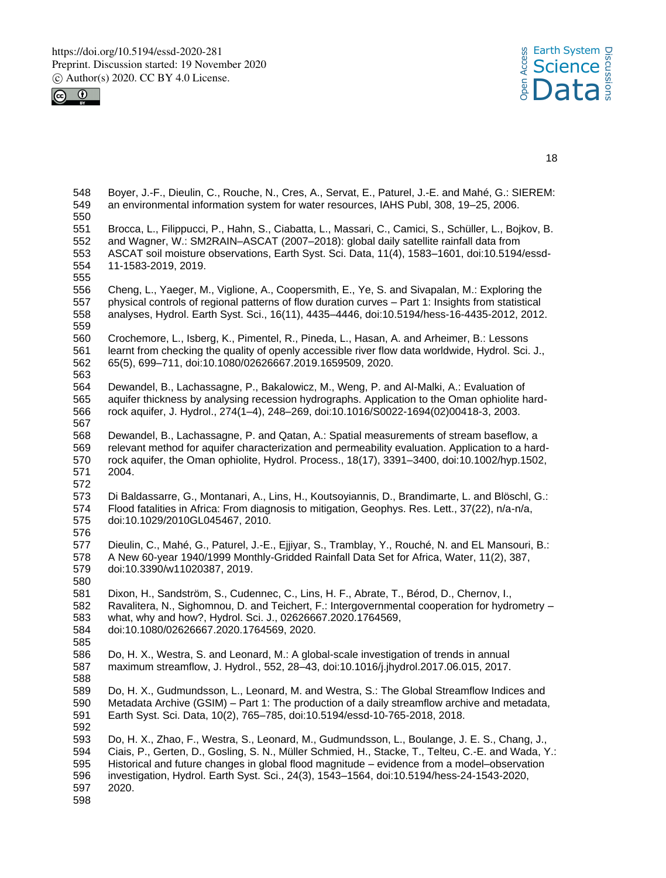Boyer, J.-F., Dieulin, C., Rouche, N., Cres, A., Servat, E., Paturel, J.-E. and Mahé, G.: SIEREM: an environmental information system for water resources, IAHS Publ, 308, 19–25, 2006.

Brocca, L., Filippucci, P., Hahn, S., Ciabatta, L., Massari, C., Camici, S., Schüller, L., Bojkov, B. and Wagner, W.: SM2RAIN–ASCAT (2007–2018): global daily satellite rainfall data from ASCAT soil moisture observations, Earth Syst. Sci. Data, 11(4), 1583–1601, doi:10.5194/essd-11-1583-2019, 2019.

Cheng, L., Yaeger, M., Viglione, A., Coopersmith, E., Ye, S. and Sivapalan, M.: Exploring the physical controls of regional patterns of flow duration curves – Part 1: Insights from statistical analyses, Hydrol. Earth Syst. Sci., 16(11), 4435–4446, doi:10.5194/hess-16-4435-2012, 2012.

Crochemore, L., Isberg, K., Pimentel, R., Pineda, L., Hasan, A. and Arheimer, B.: Lessons learnt from checking the quality of openly accessible river flow data worldwide, Hydrol. Sci. J., 65(5), 699–711, doi:10.1080/02626667.2019.1659509, 2020.

Dewandel, B., Lachassagne, P., Bakalowicz, M., Weng, P. and Al-Malki, A.: Evaluation of aquifer thickness by analysing recession hydrographs. Application to the Oman ophiolite hard-rock aquifer, J. Hydrol., 274(1–4), 248–269, doi:10.1016/S0022-1694(02)00418-3, 2003.

Dewandel, B., Lachassagne, P. and Qatan, A.: Spatial measurements of stream baseflow, a relevant method for aquifer characterization and permeability evaluation. Application to a hard-rock aquifer, the Oman ophiolite, Hydrol. Process., 18(17), 3391–3400, doi:10.1002/hyp.1502, 2004.

Di Baldassarre, G., Montanari, A., Lins, H., Koutsoyiannis, D., Brandimarte, L. and Blöschl, G.: Flood fatalities in Africa: From diagnosis to mitigation, Geophys. Res. Lett., 37(22), n/a-n/a, doi:10.1029/2010GL045467, 2010.

Dieulin, C., Mahé, G., Paturel, J.-E., Ejjiyar, S., Tramblay, Y., Rouché, N. and EL Mansouri, B.: A New 60-year 1940/1999 Monthly-Gridded Rainfall Data Set for Africa, Water, 11(2), 387, doi:10.3390/w11020387, 2019.

Dixon, H., Sandström, S., Cudennec, C., Lins, H. F., Abrate, T., Bérod, D., Chernov, I., Ravalitera, N., Sighomnou, D. and Teichert, F.: Intergovernmental cooperation for hydrometry – what, why and how?, Hydrol. Sci. J., 02626667.2020.1764569, doi:10.1080/02626667.2020.1764569, 2020.

Do, H. X., Westra, S. and Leonard, M.: A global-scale investigation of trends in annual maximum streamflow, J. Hydrol., 552, 28–43, doi:10.1016/j.jhydrol.2017.06.015, 2017.

Do, H. X., Gudmundsson, L., Leonard, M. and Westra, S.: The Global Streamflow Indices and Metadata Archive (GSIM) – Part 1: The production of a daily streamflow archive and metadata, Earth Syst. Sci. Data, 10(2), 765–785, doi:10.5194/essd-10-765-2018, 2018.

Do, H. X., Zhao, F., Westra, S., Leonard, M., Gudmundsson, L., Boulange, J. E. S., Chang, J., Ciais, P., Gerten, D., Gosling, S. N., Müller Schmied, H., Stacke, T., Telteu, C.-E. and Wada, Y.: Historical and future changes in global flood magnitude – evidence from a model–observation investigation, Hydrol. Earth Syst. Sci., 24(3), 1543–1564, doi:10.5194/hess-24-1543-2020, 2020.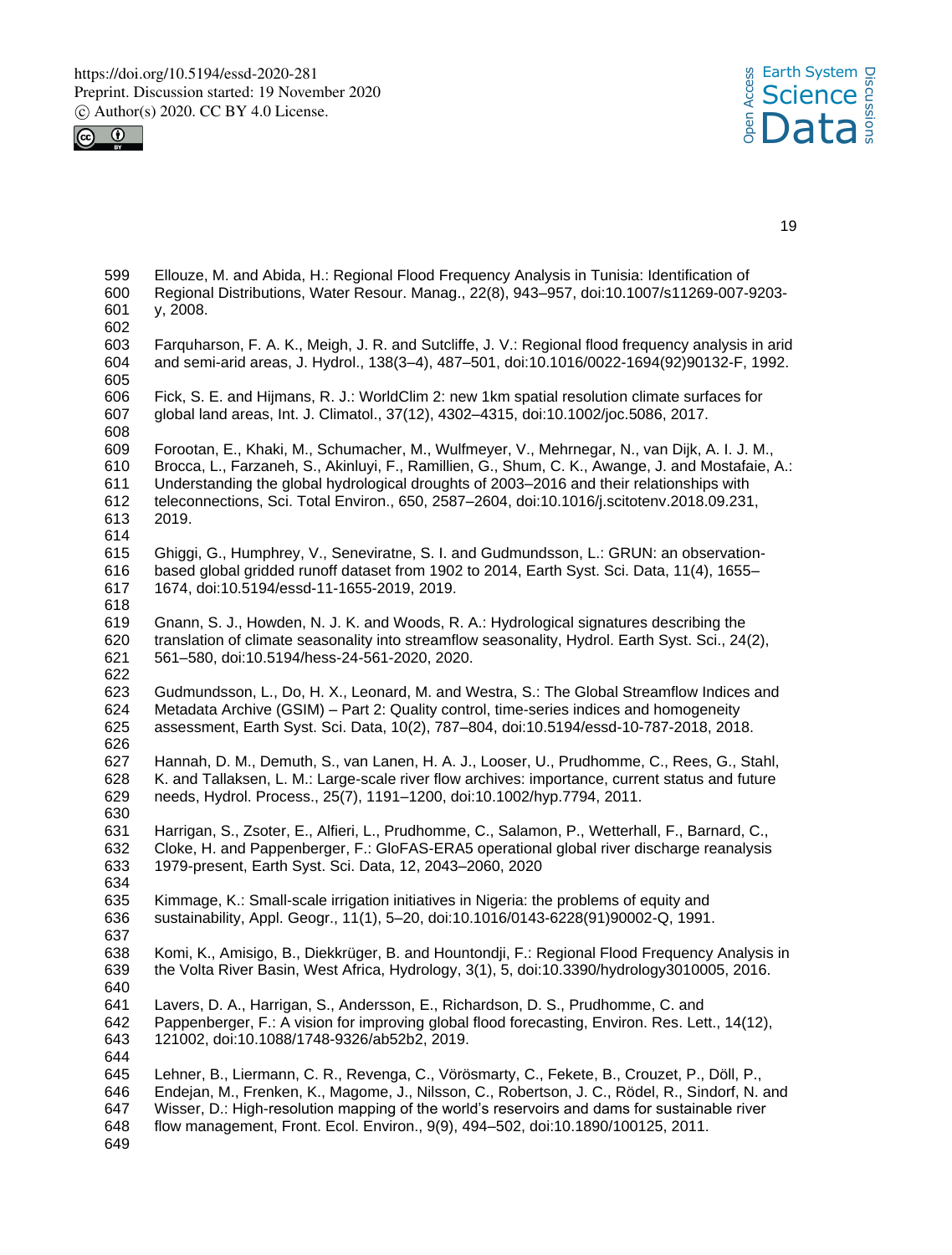Ellouze, M. and Abida, H.: Regional Flood Frequency Analysis in Tunisia: Identification of Regional Distributions, Water Resour. Manag., 22(8), 943–957, doi:10.1007/s11269-007-9203-y, 2008.

Farquharson, F. A. K., Meigh, J. R. and Sutcliffe, J. V.: Regional flood frequency analysis in arid and semi-arid areas, J. Hydrol., 138(3–4), 487–501, doi:10.1016/0022-1694(92)90132-F, 1992.

Fick, S. E. and Hijmans, R. J.: WorldClim 2: new 1km spatial resolution climate surfaces for global land areas, Int. J. Climatol., 37(12), 4302–4315, doi:10.1002/joc.5086, 2017.

Forootan, E., Khaki, M., Schumacher, M., Wulfmeyer, V., Mehrnegar, N., van Dijk, A. I. J. M., Brocca, L., Farzaneh, S., Akinluyi, F., Ramillien, G., Shum, C. K., Awange, J. and Mostafaie, A.: Understanding the global hydrological droughts of 2003–2016 and their relationships with teleconnections, Sci. Total Environ., 650, 2587–2604, doi:10.1016/j.scitotenv.2018.09.231, 2019.

Ghiggi, G., Humphrey, V., Seneviratne, S. I. and Gudmundsson, L.: GRUN: an observation-based global gridded runoff dataset from 1902 to 2014, Earth Syst. Sci. Data, 11(4), 1655–1674, doi:10.5194/essd-11-1655-2019, 2019.

Gnann, S. J., Howden, N. J. K. and Woods, R. A.: Hydrological signatures describing the translation of climate seasonality into streamflow seasonality, Hydrol. Earth Syst. Sci., 24(2), 561–580, doi:10.5194/hess-24-561-2020, 2020.

Gudmundsson, L., Do, H. X., Leonard, M. and Westra, S.: The Global Streamflow Indices and Metadata Archive (GSIM) – Part 2: Quality control, time-series indices and homogeneity assessment, Earth Syst. Sci. Data, 10(2), 787–804, doi:10.5194/essd-10-787-2018, 2018.

Hannah, D. M., Demuth, S., van Lanen, H. A. J., Looser, U., Prudhomme, C., Rees, G., Stahl, K. and Tallaksen, L. M.: Large-scale river flow archives: importance, current status and future needs, Hydrol. Process., 25(7), 1191–1200, doi:10.1002/hyp.7794, 2011.

Harrigan, S., Zsoter, E., Alfieri, L., Prudhomme, C., Salamon, P., Wetterhall, F., Barnard, C., Cloke, H. and Pappenberger, F.: GloFAS-ERA5 operational global river discharge reanalysis 1979-present, Earth Syst. Sci. Data, 12, 2043–2060, 2020

Kimmage, K.: Small-scale irrigation initiatives in Nigeria: the problems of equity and sustainability, Appl. Geogr., 11(1), 5–20, doi:10.1016/0143-6228(91)90002-Q, 1991.

Komi, K., Amisigo, B., Diekkrüger, B. and Hountondji, F.: Regional Flood Frequency Analysis in the Volta River Basin, West Africa, Hydrology, 3(1), 5, doi:10.3390/hydrology3010005, 2016.

Lavers, D. A., Harrigan, S., Andersson, E., Richardson, D. S., Prudhomme, C. and Pappenberger, F.: A vision for improving global flood forecasting, Environ. Res. Lett., 14(12), 121002, doi:10.1088/1748-9326/ab52b2, 2019.

Lehner, B., Liermann, C. R., Revenga, C., Vörösmarty, C., Fekete, B., Crouzet, P., Döll, P., Endejan, M., Frenken, K., Magome, J., Nilsson, C., Robertson, J. C., Rödel, R., Sindorf, N. and Wisser, D.: High-resolution mapping of the world's reservoirs and dams for sustainable river flow management, Front. Ecol. Environ., 9(9), 494–502, doi:10.1890/100125, 2011.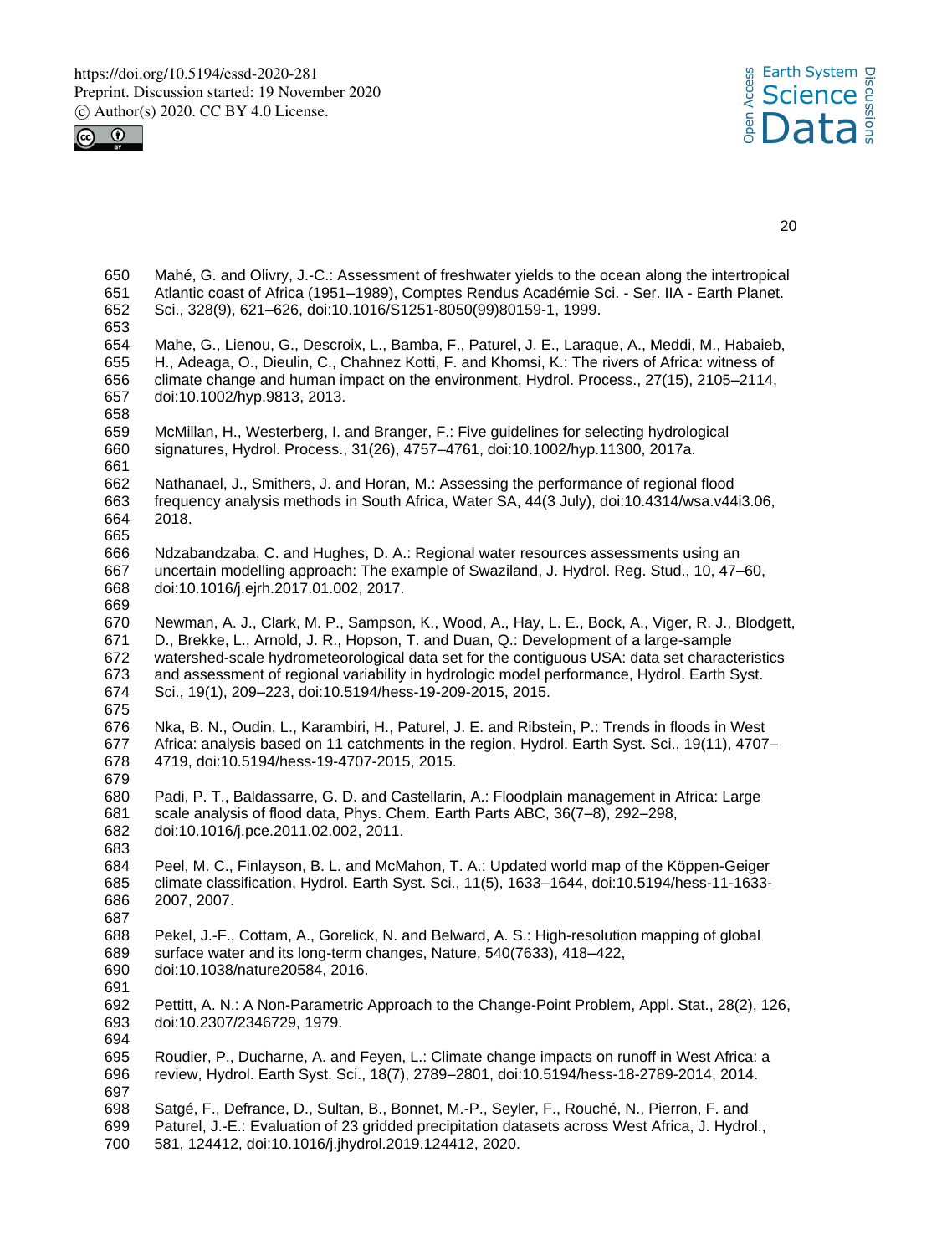Mahé, G. and Olivry, J.-C.: Assessment of freshwater yields to the ocean along the intertropical Atlantic coast of Africa (1951–1989), Comptes Rendus Académie Sci. - Ser. IIA - Earth Planet. Sci., 328(9), 621–626, doi:10.1016/S1251-8050(99)80159-1, 1999.

Mahe, G., Lienou, G., Descroix, L., Bamba, F., Paturel, J. E., Laraque, A., Meddi, M., Habaieb, H., Adeaga, O., Dieulin, C., Chahnez Kotti, F. and Khomsi, K.: The rivers of Africa: witness of climate change and human impact on the environment, Hydrol. Process., 27(15), 2105–2114, doi:10.1002/hyp.9813, 2013.

McMillan, H., Westerberg, I. and Branger, F.: Five guidelines for selecting hydrological signatures, Hydrol. Process., 31(26), 4757–4761, doi:10.1002/hyp.11300, 2017a.

Nathanael, J., Smithers, J. and Horan, M.: Assessing the performance of regional flood frequency analysis methods in South Africa, Water SA, 44(3 July), doi:10.4314/wsa.v44i3.06, 2018.

Ndzabandzaba, C. and Hughes, D. A.: Regional water resources assessments using an uncertain modelling approach: The example of Swaziland, J. Hydrol. Reg. Stud., 10, 47–60, doi:10.1016/j.ejrh.2017.01.002, 2017.

Newman, A. J., Clark, M. P., Sampson, K., Wood, A., Hay, L. E., Bock, A., Viger, R. J., Blodgett, D., Brekke, L., Arnold, J. R., Hopson, T. and Duan, Q.: Development of a large-sample watershed-scale hydrometeorological data set for the contiguous USA: data set characteristics and assessment of regional variability in hydrologic model performance, Hydrol. Earth Syst. Sci., 19(1), 209–223, doi:10.5194/hess-19-209-2015, 2015.

Nka, B. N., Oudin, L., Karambiri, H., Paturel, J. E. and Ribstein, P.: Trends in floods in West Africa: analysis based on 11 catchments in the region, Hydrol. Earth Syst. Sci., 19(11), 4707–4719, doi:10.5194/hess-19-4707-2015, 2015.

Padi, P. T., Baldassarre, G. D. and Castellarin, A.: Floodplain management in Africa: Large scale analysis of flood data, Phys. Chem. Earth Parts ABC, 36(7–8), 292–298, doi:10.1016/j.pce.2011.02.002, 2011.

Peel, M. C., Finlayson, B. L. and McMahon, T. A.: Updated world map of the Köppen-Geiger climate classification, Hydrol. Earth Syst. Sci., 11(5), 1633–1644, doi:10.5194/hess-11-1633-2007, 2007.

Pekel, J.-F., Cottam, A., Gorelick, N. and Belward, A. S.: High-resolution mapping of global surface water and its long-term changes, Nature, 540(7633), 418–422, doi:10.1038/nature20584, 2016.

Pettitt, A. N.: A Non-Parametric Approach to the Change-Point Problem, Appl. Stat., 28(2), 126, doi:10.2307/2346729, 1979.

Roudier, P., Ducharne, A. and Feyen, L.: Climate change impacts on runoff in West Africa: a review, Hydrol. Earth Syst. Sci., 18(7), 2789–2801, doi:10.5194/hess-18-2789-2014, 2014.

Satgé, F., Defrance, D., Sultan, B., Bonnet, M.-P., Seyler, F., Rouché, N., Pierron, F. and Paturel, J.-E.: Evaluation of 23 gridded precipitation datasets across West Africa, J. Hydrol., 581, 124412, doi:10.1016/j.jhydrol.2019.124412, 2020.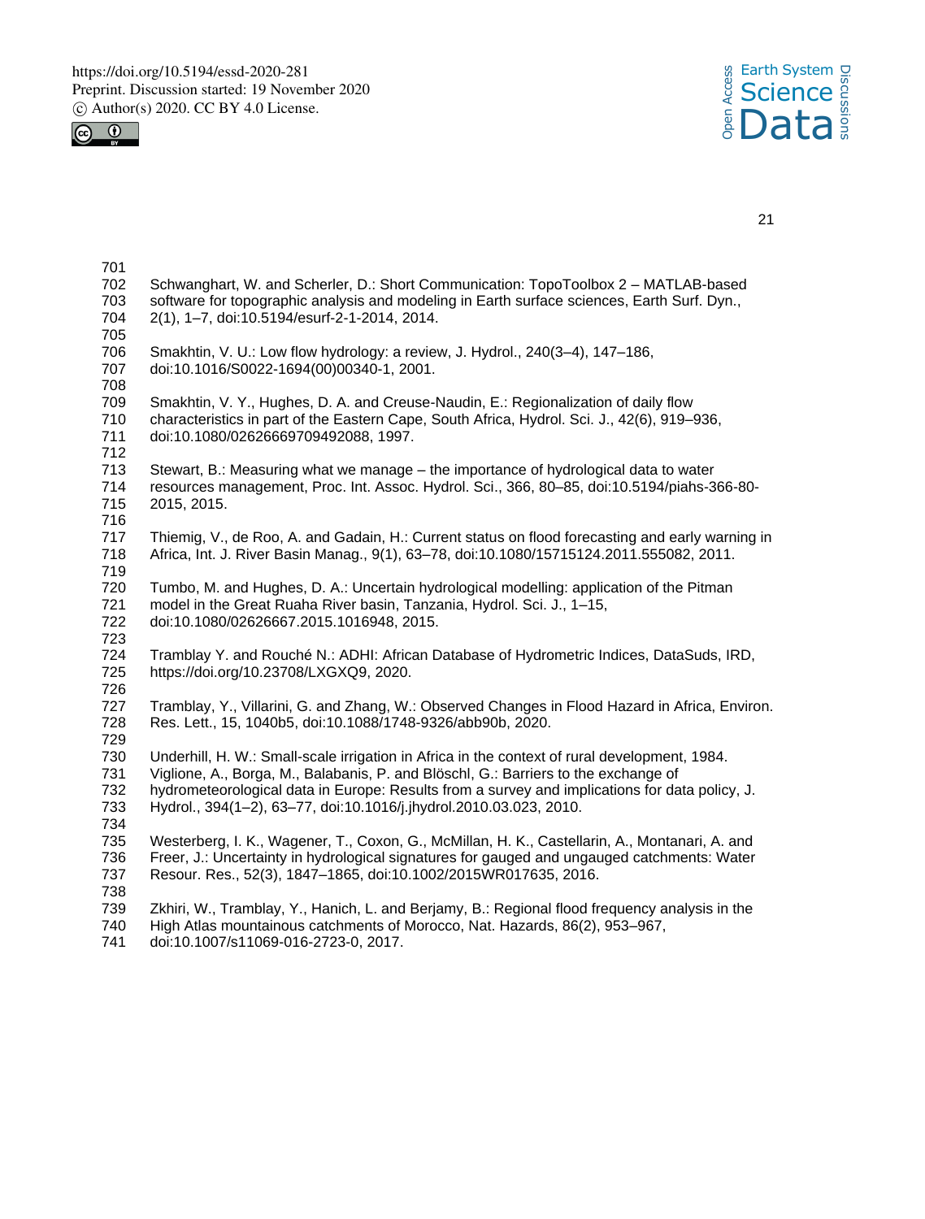Schwanghart, W. and Scherler, D.: Short Communication: TopoToolbox 2 – MATLAB-based software for topographic analysis and modeling in Earth surface sciences, Earth Surf. Dyn., 2(1), 1–7, doi:10.5194/esurf-2-1-2014, 2014.

Smakhtin, V. U.: Low flow hydrology: a review, J. Hydrol., 240(3–4), 147–186, doi:10.1016/S0022-1694(00)00340-1, 2001.

Smakhtin, V. Y., Hughes, D. A. and Creuse-Naudin, E.: Regionalization of daily flow characteristics in part of the Eastern Cape, South Africa, Hydrol. Sci. J., 42(6), 919–936, doi:10.1080/02626669709492088, 1997.

Stewart, B.: Measuring what we manage – the importance of hydrological data to water resources management, Proc. Int. Assoc. Hydrol. Sci., 366, 80–85, doi:10.5194/piahs-366-80-2015, 2015.

Thiemig, V., de Roo, A. and Gadain, H.: Current status on flood forecasting and early warning in Africa, Int. J. River Basin Manag., 9(1), 63–78, doi:10.1080/15715124.2011.555082, 2011.

Tumbo, M. and Hughes, D. A.: Uncertain hydrological modelling: application of the Pitman model in the Great Ruaha River basin, Tanzania, Hydrol. Sci. J., 1–15, doi:10.1080/02626667.2015.1016948, 2015.

Tramblay Y. and Rouché N.: ADHI: African Database of Hydrometric Indices, DataSuds, IRD, https://doi.org/10.23708/LXGXQ9, 2020.

Tramblay, Y., Villarini, G. and Zhang, W.: Observed Changes in Flood Hazard in Africa, Environ. Res. Lett., 15, 1040b5, doi:10.1088/1748-9326/abb90b, 2020.

Underhill, H. W.: Small-scale irrigation in Africa in the context of rural development, 1984.

Viglione, A., Borga, M., Balabanis, P. and Blöschl, G.: Barriers to the exchange of hydrometeorological data in Europe: Results from a survey and implications for data policy, J. Hydrol., 394(1–2), 63–77, doi:10.1016/j.jhydrol.2010.03.023, 2010.

Westerberg, I. K., Wagener, T., Coxon, G., McMillan, H. K., Castellarin, A., Montanari, A. and Freer, J.: Uncertainty in hydrological signatures for gauged and ungauged catchments: Water Resour. Res., 52(3), 1847–1865, doi:10.1002/2015WR017635, 2016.

Zkhiri, W., Tramblay, Y., Hanich, L. and Berjamy, B.: Regional flood frequency analysis in the High Atlas mountainous catchments of Morocco, Nat. Hazards, 86(2), 953–967, doi:10.1007/s11069-016-2723-0, 2017.